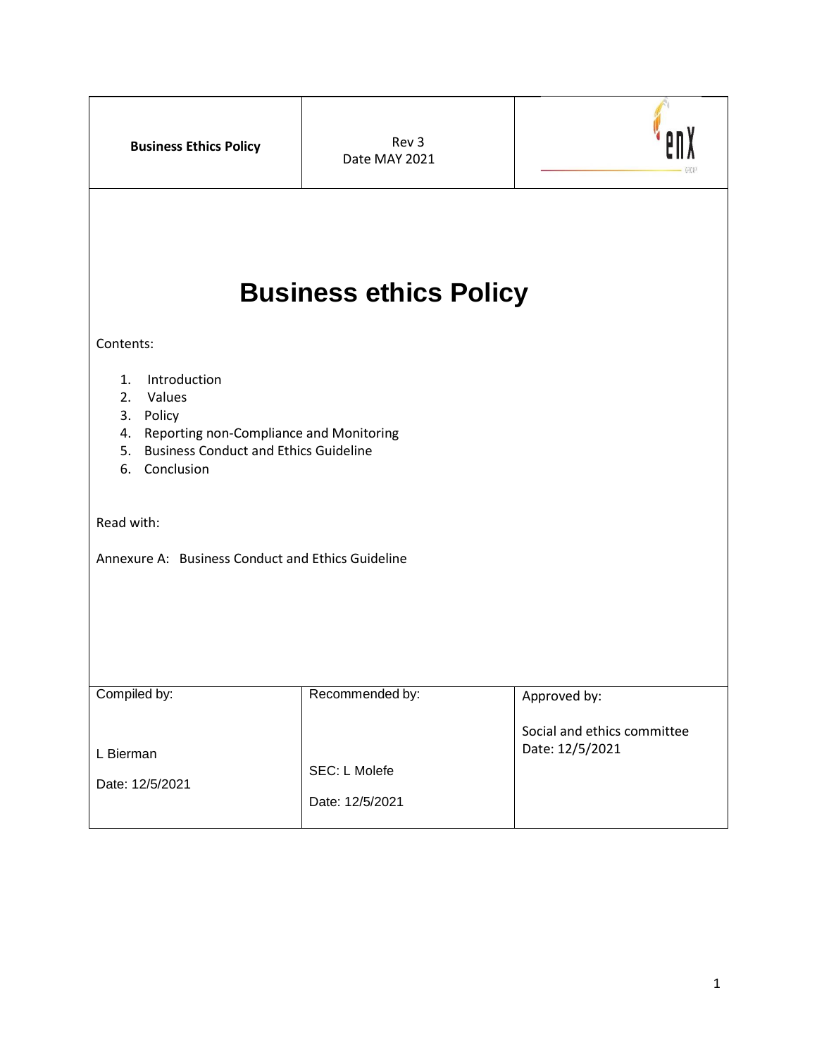| Business Ethics Policy | Rev 3<br>Date MAY 2021 | enX |
|---|---|---|

# Business ethics Policy

Contents:

1. Introduction
2. Values
3. Policy
4. Reporting non-Compliance and Monitoring
5. Business Conduct and Ethics Guideline
6. Conclusion

Read with:

Annexure A: Business Conduct and Ethics Guideline

| Compiled by: | Recommended by: | Approved by: |
|---|---|---|
| L Bierman<br>Date: 12/5/2021 | SEC: L Molefe<br>Date: 12/5/2021 | Social and ethics committee<br>Date: 12/5/2021 |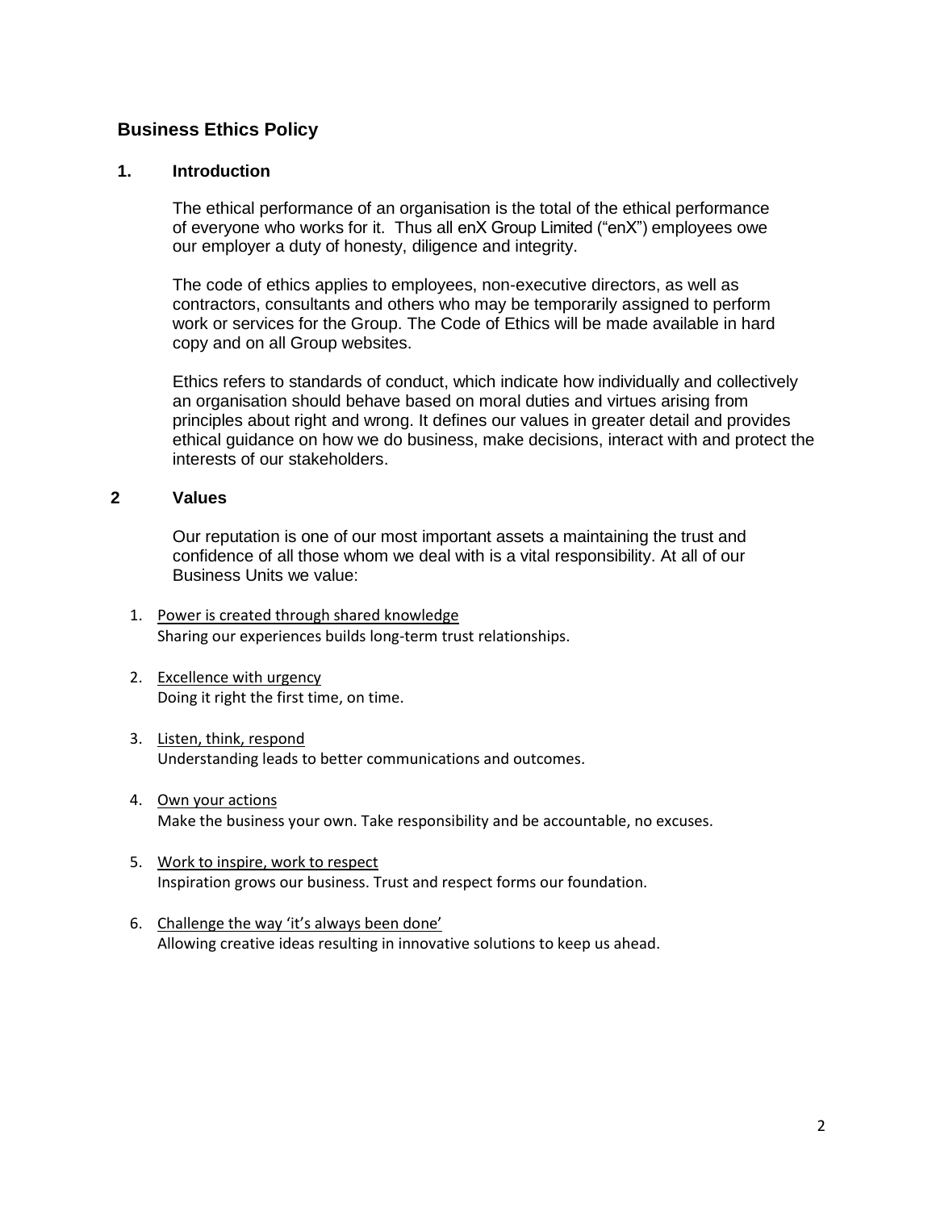# Business Ethics Policy

## 1. Introduction

The ethical performance of an organisation is the total of the ethical performance of everyone who works for it. Thus all enX Group Limited ("enX") employees owe our employer a duty of honesty, diligence and integrity.

The code of ethics applies to employees, non-executive directors, as well as contractors, consultants and others who may be temporarily assigned to perform work or services for the Group. The Code of Ethics will be made available in hard copy and on all Group websites.

Ethics refers to standards of conduct, which indicate how individually and collectively an organisation should behave based on moral duties and virtues arising from principles about right and wrong. It defines our values in greater detail and provides ethical guidance on how we do business, make decisions, interact with and protect the interests of our stakeholders.

## 2 Values

Our reputation is one of our most important assets a maintaining the trust and confidence of all those whom we deal with is a vital responsibility. At all of our Business Units we value:

1. <u>Power is created through shared knowledge</u>
   Sharing our experiences builds long-term trust relationships.

2. <u>Excellence with urgency</u>
   Doing it right the first time, on time.

3. <u>Listen, think, respond</u>
   Understanding leads to better communications and outcomes.

4. <u>Own your actions</u>
   Make the business your own. Take responsibility and be accountable, no excuses.

5. <u>Work to inspire, work to respect</u>
   Inspiration grows our business. Trust and respect forms our foundation.

6. <u>Challenge the way 'it's always been done'</u>
   Allowing creative ideas resulting in innovative solutions to keep us ahead.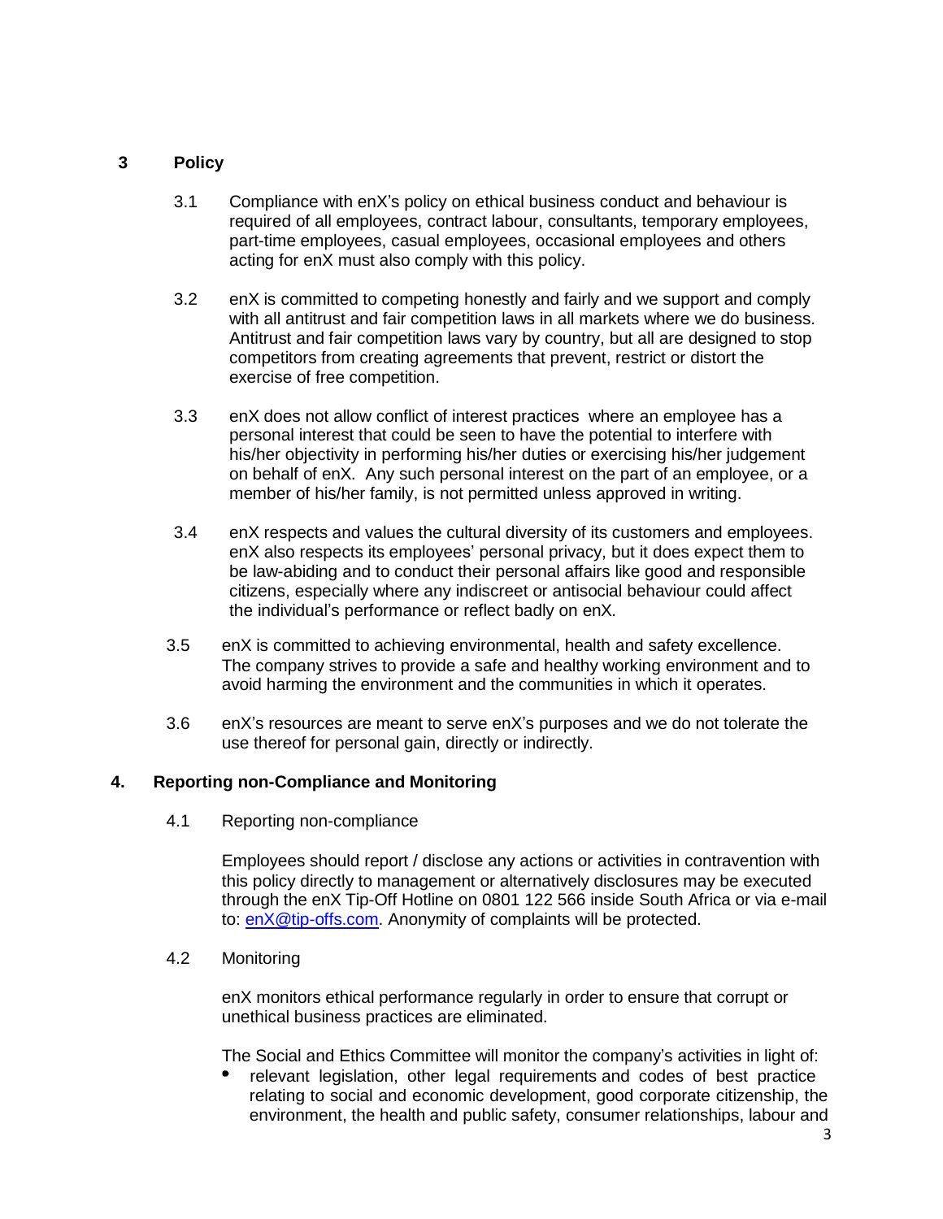## 3 Policy

3.1 Compliance with enX's policy on ethical business conduct and behaviour is required of all employees, contract labour, consultants, temporary employees, part-time employees, casual employees, occasional employees and others acting for enX must also comply with this policy.

3.2 enX is committed to competing honestly and fairly and we support and comply with all antitrust and fair competition laws in all markets where we do business. Antitrust and fair competition laws vary by country, but all are designed to stop competitors from creating agreements that prevent, restrict or distort the exercise of free competition.

3.3 enX does not allow conflict of interest practices where an employee has a personal interest that could be seen to have the potential to interfere with his/her objectivity in performing his/her duties or exercising his/her judgement on behalf of enX. Any such personal interest on the part of an employee, or a member of his/her family, is not permitted unless approved in writing.

3.4 enX respects and values the cultural diversity of its customers and employees. enX also respects its employees' personal privacy, but it does expect them to be law-abiding and to conduct their personal affairs like good and responsible citizens, especially where any indiscreet or antisocial behaviour could affect the individual's performance or reflect badly on enX.

3.5 enX is committed to achieving environmental, health and safety excellence. The company strives to provide a safe and healthy working environment and to avoid harming the environment and the communities in which it operates.

3.6 enX's resources are meant to serve enX's purposes and we do not tolerate the use thereof for personal gain, directly or indirectly.

## 4. Reporting non-Compliance and Monitoring

4.1 Reporting non-compliance

Employees should report / disclose any actions or activities in contravention with this policy directly to management or alternatively disclosures may be executed through the enX Tip-Off Hotline on 0801 122 566 inside South Africa or via e-mail to: [enX@tip-offs.com](mailto:enX@tip-offs.com). Anonymity of complaints will be protected.

4.2 Monitoring

enX monitors ethical performance regularly in order to ensure that corrupt or unethical business practices are eliminated.

The Social and Ethics Committee will monitor the company's activities in light of:

- relevant legislation, other legal requirements and codes of best practice relating to social and economic development, good corporate citizenship, the environment, the health and public safety, consumer relationships, labour and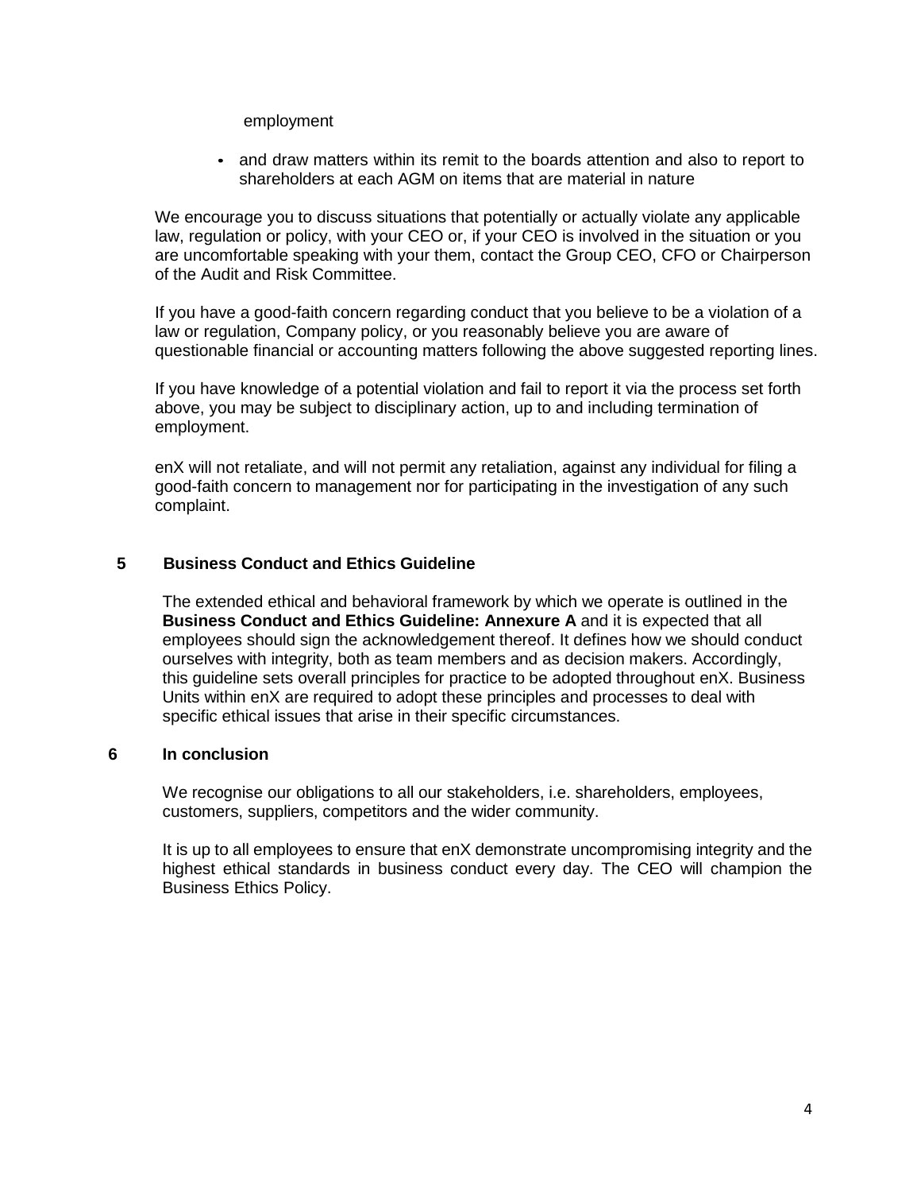employment

- and draw matters within its remit to the boards attention and also to report to shareholders at each AGM on items that are material in nature

We encourage you to discuss situations that potentially or actually violate any applicable law, regulation or policy, with your CEO or, if your CEO is involved in the situation or you are uncomfortable speaking with your them, contact the Group CEO, CFO or Chairperson of the Audit and Risk Committee.

If you have a good-faith concern regarding conduct that you believe to be a violation of a law or regulation, Company policy, or you reasonably believe you are aware of questionable financial or accounting matters following the above suggested reporting lines.

If you have knowledge of a potential violation and fail to report it via the process set forth above, you may be subject to disciplinary action, up to and including termination of employment.

enX will not retaliate, and will not permit any retaliation, against any individual for filing a good-faith concern to management nor for participating in the investigation of any such complaint.

## 5 Business Conduct and Ethics Guideline

The extended ethical and behavioral framework by which we operate is outlined in the **Business Conduct and Ethics Guideline: Annexure A** and it is expected that all employees should sign the acknowledgement thereof. It defines how we should conduct ourselves with integrity, both as team members and as decision makers. Accordingly, this guideline sets overall principles for practice to be adopted throughout enX. Business Units within enX are required to adopt these principles and processes to deal with specific ethical issues that arise in their specific circumstances.

## 6 In conclusion

We recognise our obligations to all our stakeholders, i.e. shareholders, employees, customers, suppliers, competitors and the wider community.

It is up to all employees to ensure that enX demonstrate uncompromising integrity and the highest ethical standards in business conduct every day. The CEO will champion the Business Ethics Policy.